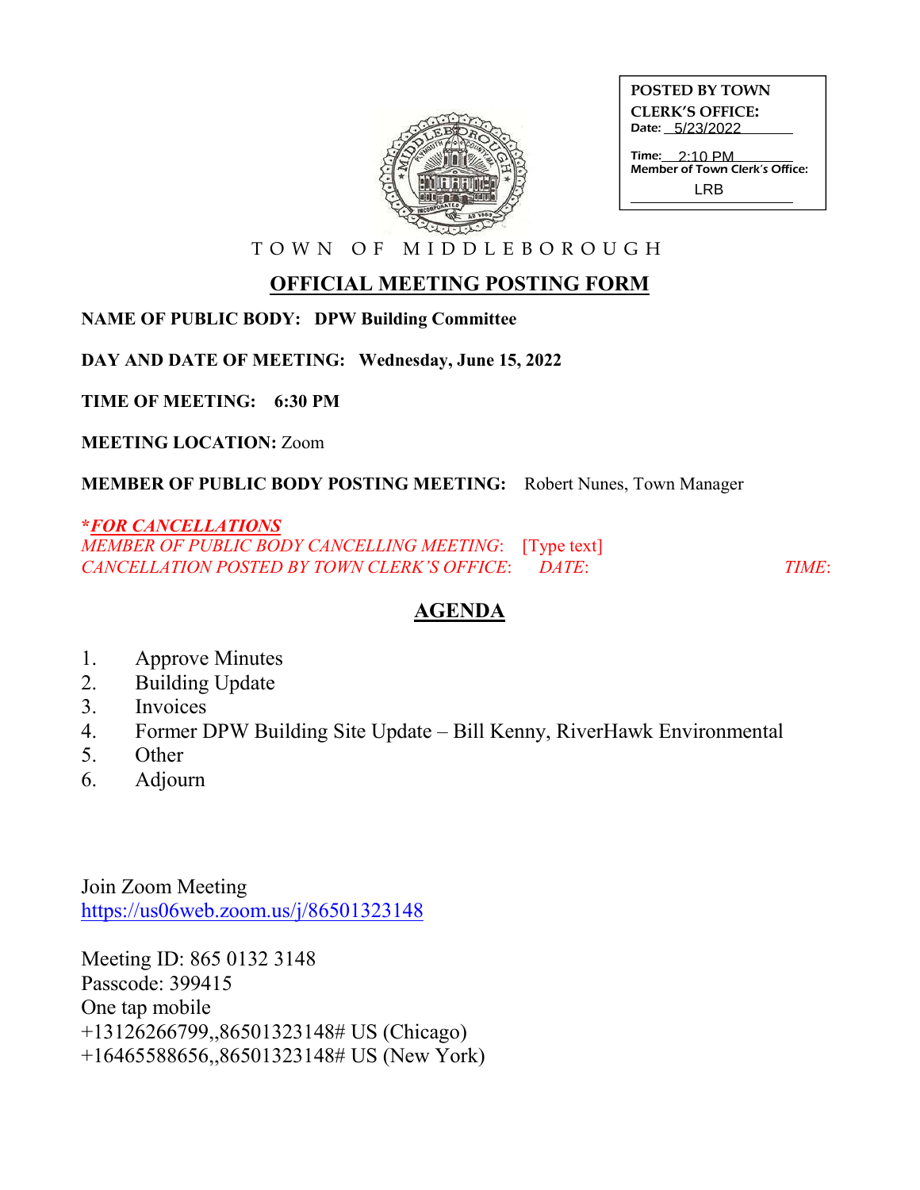**POSTED BY TOWN CLERK'S OFFICE:**
Date: 5/23/2022
Time: 2:10 PM
Member of Town Clerk's Office: LRB

TOWN OF MIDDLEBOROUGH

# OFFICIAL MEETING POSTING FORM

**NAME OF PUBLIC BODY: DPW Building Committee**

**DAY AND DATE OF MEETING: Wednesday, June 15, 2022**

**TIME OF MEETING: 6:30 PM**

**MEETING LOCATION:** Zoom

**MEMBER OF PUBLIC BODY POSTING MEETING:** Robert Nunes, Town Manager

***FOR CANCELLATIONS***
*MEMBER OF PUBLIC BODY CANCELLING MEETING*: [Type text]
*CANCELLATION POSTED BY TOWN CLERK'S OFFICE*: *DATE*: *TIME*:

## AGENDA

1. Approve Minutes
2. Building Update
3. Invoices
4. Former DPW Building Site Update – Bill Kenny, RiverHawk Environmental
5. Other
6. Adjourn

Join Zoom Meeting
https://us06web.zoom.us/j/86501323148

Meeting ID: 865 0132 3148
Passcode: 399415
One tap mobile
+13126266799,,86501323148# US (Chicago)
+16465588656,,86501323148# US (New York)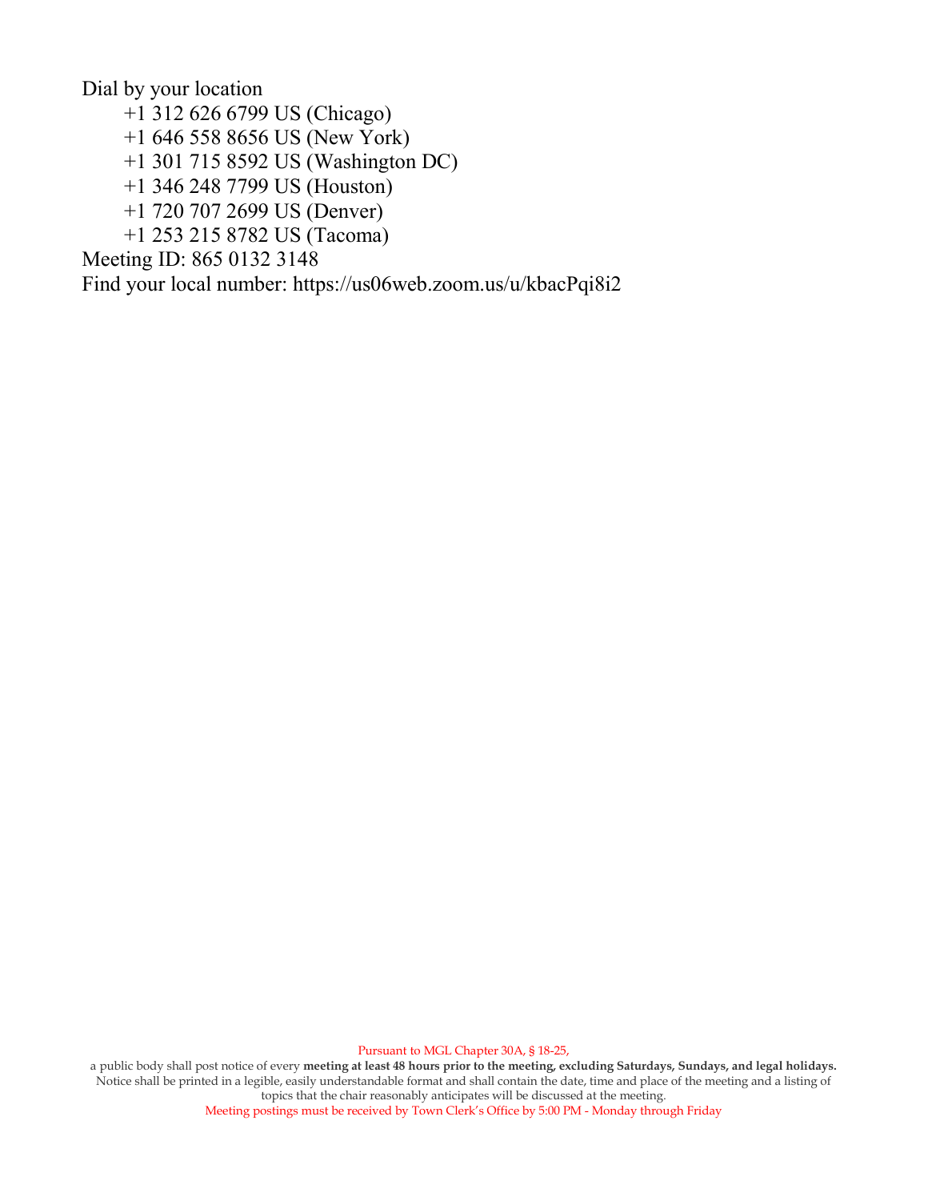Dial by your location

+1 312 626 6799 US (Chicago)
+1 646 558 8656 US (New York)
+1 301 715 8592 US (Washington DC)
+1 346 248 7799 US (Houston)
+1 720 707 2699 US (Denver)
+1 253 215 8782 US (Tacoma)

Meeting ID: 865 0132 3148

Find your local number: https://us06web.zoom.us/u/kbacPqi8i2

Pursuant to MGL Chapter 30A, § 18-25,
a public body shall post notice of every **meeting at least 48 hours prior to the meeting, excluding Saturdays, Sundays, and legal holidays.** Notice shall be printed in a legible, easily understandable format and shall contain the date, time and place of the meeting and a listing of topics that the chair reasonably anticipates will be discussed at the meeting.
Meeting postings must be received by Town Clerk's Office by 5:00 PM - Monday through Friday